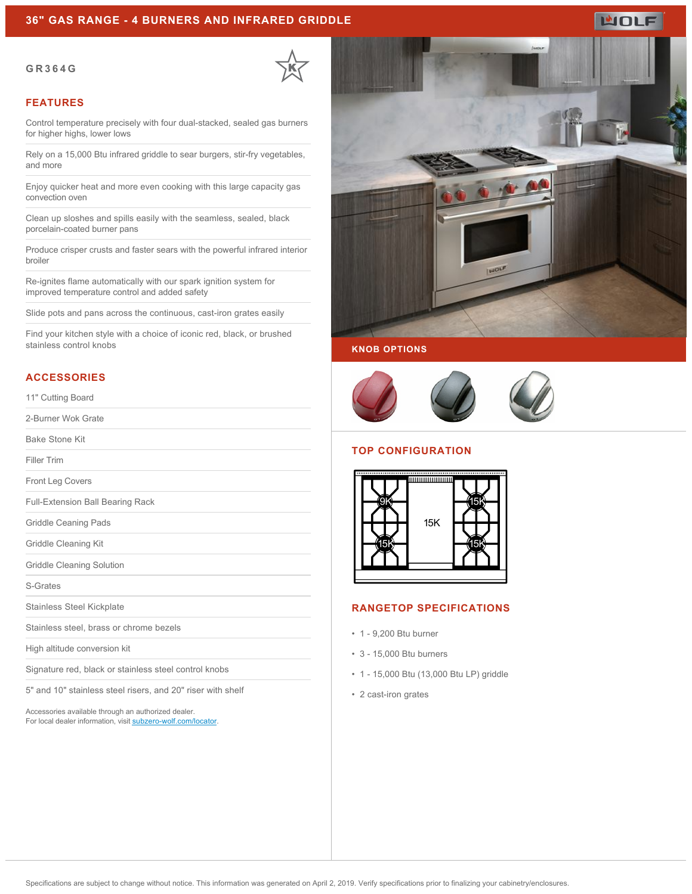# 36" GAS RANGE - 4 BURNERS AND INFRARED GRIDDLE

## GR364G

## FEATURES

- Control temperature precisely with four dual-stacked, sealed gas burners for higher highs, lower lows
- Rely on a 15,000 Btu infrared griddle to sear burgers, stir-fry vegetables, and more
- Enjoy quicker heat and more even cooking with this large capacity gas convection oven
- Clean up sloshes and spills easily with the seamless, sealed, black porcelain-coated burner pans
- Produce crisper crusts and faster sears with the powerful infrared interior broiler
- Re-ignites flame automatically with our spark ignition system for improved temperature control and added safety
- Slide pots and pans across the continuous, cast-iron grates easily
- Find your kitchen style with a choice of iconic red, black, or brushed stainless control knobs

## ACCESSORIES

- 11" Cutting Board
- 2-Burner Wok Grate
- Bake Stone Kit
- Filler Trim
- Front Leg Covers
- Full-Extension Ball Bearing Rack
- Griddle Ceaning Pads
- Griddle Cleaning Kit
- Griddle Cleaning Solution
- S-Grates
- Stainless Steel Kickplate
- Stainless steel, brass or chrome bezels
- High altitude conversion kit
- Signature red, black or stainless steel control knobs
- 5" and 10" stainless steel risers, and 20" riser with shelf

Accessories available through an authorized dealer.
For local dealer information, visit subzero-wolf.com/locator.

## KNOB OPTIONS

## TOP CONFIGURATION

9K, 15K, 15K, 15K, 15K

## RANGETOP SPECIFICATIONS

- 1 - 9,200 Btu burner
- 3 - 15,000 Btu burners
- 1 - 15,000 Btu (13,000 Btu LP) griddle
- 2 cast-iron grates

Specifications are subject to change without notice. This information was generated on April 2, 2019. Verify specifications prior to finalizing your cabinetry/enclosures.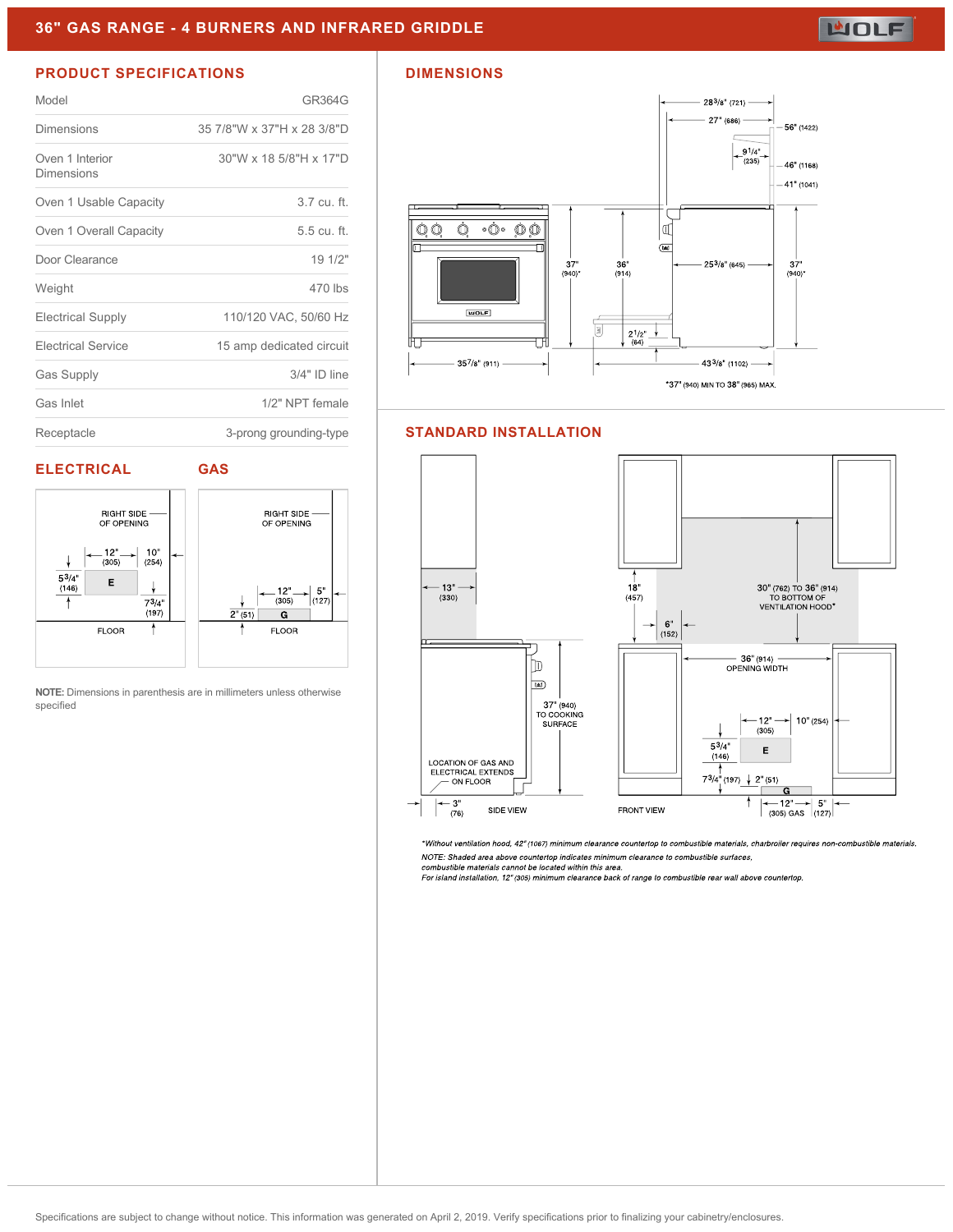# 36" GAS RANGE - 4 BURNERS AND INFRARED GRIDDLE

## PRODUCT SPECIFICATIONS

| | |
|---|---|
| Model | GR364G |
| Dimensions | 35 7/8"W x 37"H x 28 3/8"D |
| Oven 1 Interior Dimensions | 30"W x 18 5/8"H x 17"D |
| Oven 1 Usable Capacity | 3.7 cu. ft. |
| Oven 1 Overall Capacity | 5.5 cu. ft. |
| Door Clearance | 19 1/2" |
| Weight | 470 lbs |
| Electrical Supply | 110/120 VAC, 50/60 Hz |
| Electrical Service | 15 amp dedicated circuit |
| Gas Supply | 3/4" ID line |
| Gas Inlet | 1/2" NPT female |
| Receptacle | 3-prong grounding-type |

## ELECTRICAL

RIGHT SIDE OF OPENING
12" (305)
10" (254)
5 3/4" (146)
E
7 3/4" (197)
FLOOR

## GAS

RIGHT SIDE OF OPENING
12" (305)
5" (127)
2" (51)
G
FLOOR

**NOTE:** Dimensions in parenthesis are in millimeters unless otherwise specified

## DIMENSIONS

28 3/8" (721)
27" (686)
56" (1422)
9 1/4" (235)
46" (1168)
41" (1041)
37" (940)*
36" (914)
25 3/8" (645)
37" (940)*
2 1/2" (64)
35 7/8" (911)
43 3/8" (1102)

*37" (940) MIN TO 38" (965) MAX.

## STANDARD INSTALLATION

13" (330)
18" (457)
6" (152)
30" (762) TO 36" (914) TO BOTTOM OF VENTILATION HOOD*
37" (940) TO COOKING SURFACE
LOCATION OF GAS AND ELECTRICAL EXTENDS ON FLOOR
3" (76)
SIDE VIEW
36" (914) OPENING WIDTH
12" (305)
10" (254)
5 3/4" (146)
E
7 3/4" (197)
2" (51)
G
12" (305) GAS
5" (127)
FRONT VIEW

*Without ventilation hood, 42" (1067) minimum clearance countertop to combustible materials, charbroiler requires non-combustible materials.*

*NOTE: Shaded area above countertop indicates minimum clearance to combustible surfaces, combustible materials cannot be located within this area.*

*For island installation, 12" (305) minimum clearance back of range to combustible rear wall above countertop.*

Specifications are subject to change without notice. This information was generated on April 2, 2019. Verify specifications prior to finalizing your cabinetry/enclosures.